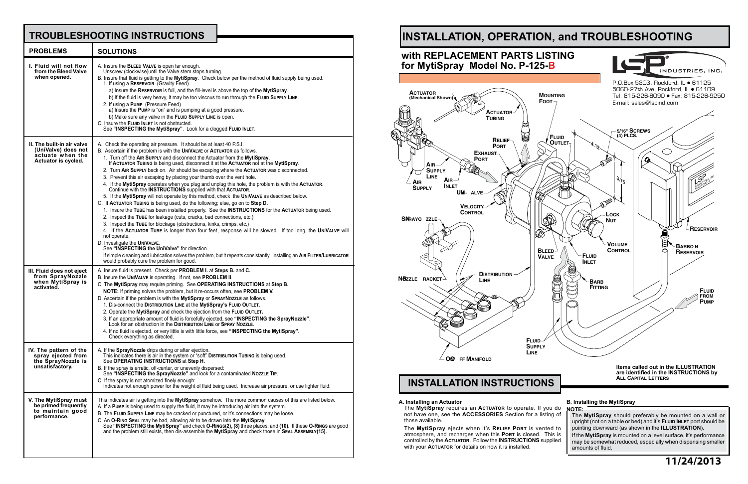## TROUBLESHOOTING INSTRUCTIONS

| PROBLEMS | SOLUTIONS |
|---|---|
| **I. Fluid will not flow from the Bleed Valve when opened.** | A. Insure the **BLEED VALVE** is open far enough. Unscrew (clockwise)until the Valve stem stops turning.<br>B. Insure that fluid is getting to the **MytiSpray**. Check below per the method of fluid supply being used.<br>1. If using a **RESERVOIR** (Gravity Feed)<br>a) Insure the **RESERVOIR** is full, and the fill-level is above the top of the **MytiSpray**.<br>b) If the fluid is very heavy, it may be too viscous to run through the **FLUID SUPPLY LINE**.<br>2. If using a **PUMP** (Pressure Feed)<br>a) Insure the **PUMP** is "on" and is pumping at a good pressure.<br>b) Make sure any valve in the **FLUID SUPPLY LINE** is open.<br>C. Insure the **FLUID INLET** is not obstructed.<br>See **"INSPECTING the MytiSpray"**. Look for a clogged **FLUID INLET**. |
| **II. The built-in air valve (UniValve) does not actuate when the Actuator is cycled.** | A. Check the operating air pressure. It should be at least 40 P.S.I.<br>B. Ascertain if the problem is with the **UNIVALVE** or **ACTUATOR** as follows.<br>1. Turn off the **AIR SUPPLY** and disconnect the Actuator from the **MytiSpray**.<br>If **ACTUATOR TUBING** is being used, disconnect it at the **ACTUATOR** not at the **MytiSpray**.<br>2. Turn **AIR SUPPLY** back on. Air should be escaping where the **ACTUATOR** was disconnected.<br>3. Prevent this air escaping by placing your thumb over the vent hole.<br>4. If the **MytiSpray** operates when you plug and unplug this hole, the problem is with the **ACTUATOR**. Continue with the **INSTRUCTIONS** supplied with that **ACTUATOR**.<br>5. If the **MytiSpray** will not operate by this method, check the **UNIVALVE** as described below.<br>C. If **ACTUATOR TUBING** is being used, do the following; else, go on to **Step D.**<br>1. Insure the **TUBE** has been installed properly. See the **INSTRUCTIONS** for the **ACTUATOR** being used.<br>2. Inspect the **TUBE** for leakage (cuts, cracks, bad connections, etc.)<br>3. Inspect the **TUBE** for blockage (obstructions, kinks, crimps, etc.)<br>4. If the **ACTUATOR TUBE** is longer than four feet, response will be slowed. If too long, the **UNIVALVE** will not operate.<br>D. Investigate the **UNIVALVE**.<br>See **"INSPECTING the UniValve"** for direction.<br>If simple cleaning and lubrication solves the problem, but it repeats consistantly, installing an **AIR FILTER/LUBRICATOR** would probably cure the problem for good. |
| **III. Fluid does not eject from SprayNozzle when MytiSpray is activated.** | A. Insure fluid is present. Check per **PROBLEM I.** at **Steps B.** and **C.**<br>B. Insure the **UNIVALVE** is operating. if not, see **PROBLEM II**.<br>C. The **MytiSpray** may require priming. See **OPERATING INSTRUCTIONS** at **Step B.**<br>**NOTE:** If priming solves the problem, but it re-occurs often, see **PROBLEM V.**<br>D. Ascertain if the problem is with the **MytiSpray** or **SPRAYNOZZLE** as follows.<br>1. Dis-connect the **DISTRIBUTION LINE** at the **MytiSpray's FLUID OUTLET**.<br>2. Operate the **MytiSpray** and check the ejection from the **FLUID OUTLET.**<br>3. If an appropriate amount of fluid is forcefully ejected, see **"INSPECTING the SprayNozzle"**. Look for an obstruction in the **DISTRIBUTION LINE** or **SPRAY NOZZLE**.<br>4. If no fluid is ejected, or very little is with little force, see **"INSPECTING the MytiSpray".** Check everything as directed. |
| **IV. The pattern of the spray ejected from the SprayNozzle is unsatisfactory.** | A. If the **SprayNozzle** drips during or after ejection.<br>This indicates there is air in the system or "soft" **DISTRIBUTION TUBING** is being used.<br>See **OPERATING INSTRUCTIONS** at **Step H.**<br>B. If the spray is erratic, off-center, or unevenly dispersed:<br>See **"INSPECTING the SprayNozzle"** and look for a contaminated **NOZZLE TIP**.<br>C. If the spray is not atomized finely enough:<br>Indicates not enough power for the weight of fluid being used. Increase air pressure, or use lighter fluid. |
| **V. The MytiSpray must be primed frequently to maintain good performance.** | This indicates air is getting into the **MytiSpray** somehow. The more common causes of this are listed below.<br>A. If a **PUMP** is being used to supply the fluid, it may be introducing air into the system.<br>B. The **FLUID SUPPLY LINE** may be cracked or punctured, or it's connections may be loose.<br>C. An **O-RING SEAL** may be bad, allowing air to be drawn into the **MytiSpray**.<br>See **"INSPECTING the MytiSpray"** and check **O-RINGS(2), (8)** three places, and **(10).** If these **O-RINGS** are good and the problem still exists, then dis-assemble the **MytiSpray** and check those in **SEAL ASSEMBLY(15).** |

# INSTALLATION, OPERATION, and TROUBLESHOOTING

## with REPLACEMENT PARTS LISTING for MytiSpray Model No. P-125-B

LSP INDUSTRIES, INC.
P.O.Box 5303, Rockford, IL • 61125
5060-27th Ave, Rockford, IL • 61109
Tel: 815-226-8090 • Fax: 815-226-9250
E-mail: sales@lspind.com

ACTUATOR (Mechanical Shown) · MOUNTING FOOT · ACTUATOR TUBING · RELIEF PORT · FLUID OUTLET · 5/16" SCREWS (4) PLCS. · 4.12 · 3.75 · EXHAUST PORT · AIR SUPPLY LINE · AIR SUPPLY · AIR INLET · UNI-VALVE · VELOCITY CONTROL · SPRAY NOZZLE · LOCK NUT · RESERVOIR · BARB ON RESERVOIR · VOLUME CONTROL · BLEED VALVE · FLUID INLET · NOZZLE BRACKET · DISTRIBUTION LINE · BARB FITTING · FLUID FROM PUMP · FLUID SUPPLY LINE · ON-OFF MANIFOLD

Items called out in the ILLUSTRATION are identified in the INSTRUCTIONS by ALL CAPITAL LETTERS

## INSTALLATION INSTRUCTIONS

**A. Installing an Actuator**

The **MytiSpray** requires an **ACTUATOR** to operate. If you do not have one, see the **ACCESSORIES** Section for a listing of those available.

The **MytiSpray** ejects when it's **RELIEF PORT** is vented to atmosphere, and recharges when this **PORT** is closed. This is controlled by the **ACTUATOR**. Follow the **INSTRUCTIONS** supplied with your **ACTUATOR** for details on how it is installed.

**B. Installing the MytiSpray**

**NOTE:**

The **MytiSpray** should preferably be mounted on a wall or upright (not on a table or bed) and it's **FLUID INLET** port should be pointing downward (as shown in the **ILLUSTRATION**).

If the **MytiSpray** is mounted on a level surface, it's performance may be somewhat reduced, especially when dispensing smaller amounts of fluid.

**11/24/2013**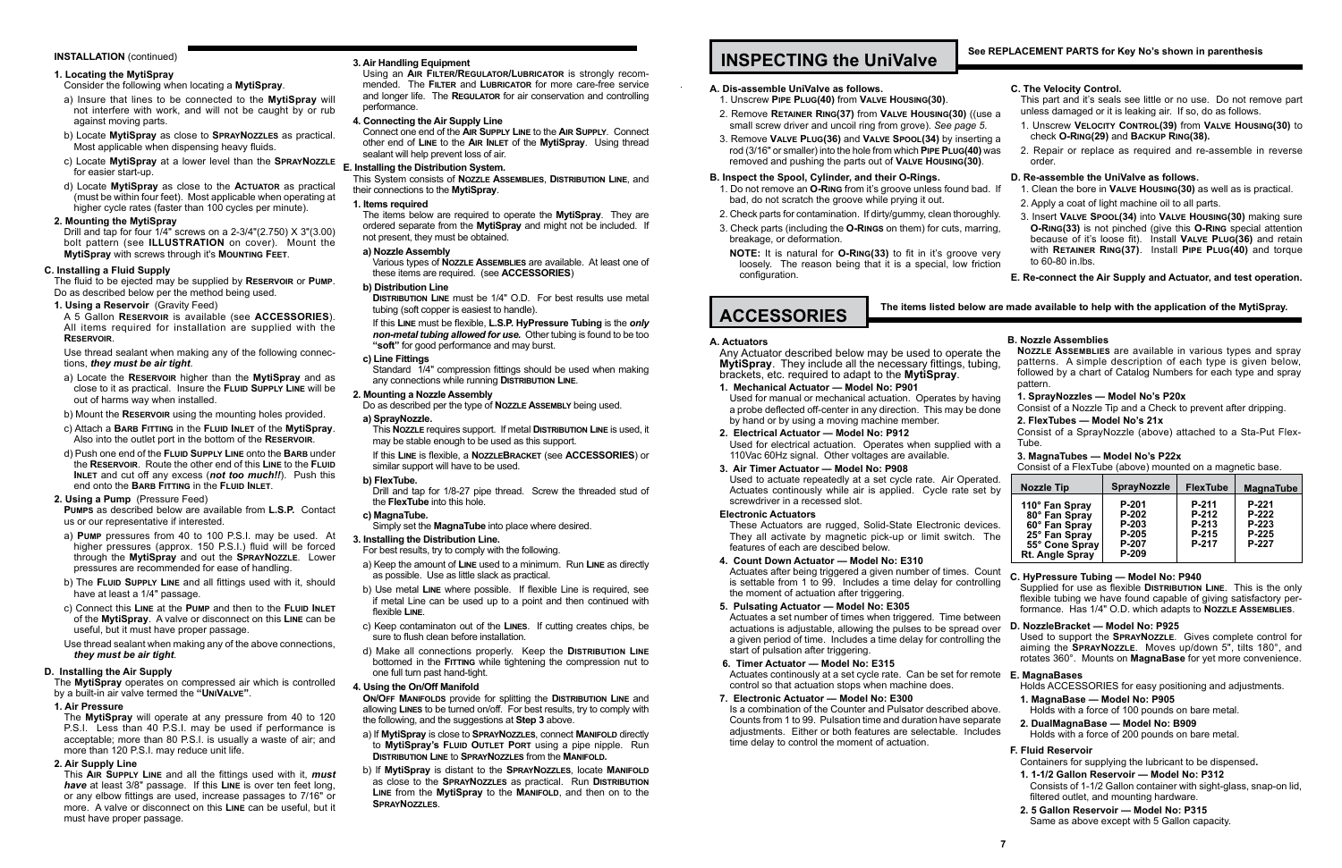**INSTALLATION** (continued)

**1. Locating the MytiSpray**

Consider the following when locating a **MytiSpray**.

a) Insure that lines to be connected to the **MytiSpray** will not interfere with work, and will not be caught by or rub against moving parts.

b) Locate **MytiSpray** as close to **SprayNozzles** as practical. Most applicable when dispensing heavy fluids.

c) Locate **MytiSpray** at a lower level than the **SprayNozzle** for easier start-up.

d) Locate **MytiSpray** as close to the **Actuator** as practical (must be within four feet). Most applicable when operating at higher cycle rates (faster than 100 cycles per minute).

**2. Mounting the MytiSpray**

Drill and tap for four 1/4" screws on a 2-3/4"(2.750) X 3"(3.00) bolt pattern (see **ILLUSTRATION** on cover). Mount the **MytiSpray** with screws through it's **Mounting Feet**.

**C. Installing a Fluid Supply**

The fluid to be ejected may be supplied by **Reservoir** or **Pump**. Do as described below per the method being used.

**1. Using a Reservoir** (Gravity Feed)

A 5 Gallon **Reservoir** is available (see **ACCESSORIES**). All items required for installation are supplied with the **Reservoir**.

Use thread sealant when making any of the following connections, ***they must be air tight***.

a) Locate the **Reservoir** higher than the **MytiSpray** and as close to it as practical. Insure the **Fluid Supply Line** will be out of harms way when installed.

b) Mount the **Reservoir** using the mounting holes provided.

c) Attach a **Barb Fitting** in the **Fluid Inlet** of the **MytiSpray**. Also into the outlet port in the bottom of the **Reservoir**.

d) Push one end of the **Fluid Supply Line** onto the **Barb** under the **Reservoir**. Route the other end of this **Line** to the **Fluid Inlet** and cut off any excess (***not too much!***). Push this end onto the **Barb Fitting** in the **Fluid Inlet**.

**2. Using a Pump** (Pressure Feed)

**Pumps** as described below are available from **L.S.P.** Contact us or our representative if interested.

a) **Pump** pressures from 40 to 100 P.S.I. may be used. At higher pressures (approx. 150 P.S.I.) fluid will be forced through the **MytiSpray** and out the **SprayNozzle**. Lower pressures are recommended for ease of handling.

b) The **Fluid Supply Line** and all fittings used with it, should have at least a 1/4" passage.

c) Connect this **Line** at the **Pump** and then to the **Fluid Inlet** of the **MytiSpray**. A valve or disconnect on this **Line** can be useful, but it must have proper passage.

Use thread sealant when making any of the above connections, ***they must be air tight***.

**D. Installing the Air Supply**

The **MytiSpray** operates on compressed air which is controlled by a built-in air valve termed the **"UniValve"**.

**1. Air Pressure**

The **MytiSpray** will operate at any pressure from 40 to 120 P.S.I. Less than 40 P.S.I. may be used if performance is acceptable; more than 80 P.S.I. is usually a waste of air; and more than 120 P.S.I. may reduce unit life.

**2. Air Supply Line**

This **Air Supply Line** and all the fittings used with it, ***must have*** at least 3/8" passage. If this **Line** is over ten feet long, or any elbow fittings are used, increase passages to 7/16" or more. A valve or disconnect on this **Line** can be useful, but it must have proper passage.

**3. Air Handling Equipment**

Using an **Air Filter/Regulator/Lubricator** is strongly recommended. The **Filter** and **Lubricator** for more care-free service and longer life. The **Regulator** for air conservation and controlling performance.

**4. Connecting the Air Supply Line**

Connect one end of the **Air Supply Line** to the **Air Supply**. Connect other end of **Line** to the **Air Inlet** of the **MytiSpray**. Using thread sealant will help prevent loss of air.

**E. Installing the Distribution System.**

This System consists of **Nozzle Assemblies**, **Distribution Line**, and their connections to the **MytiSpray**.

**1. Items required**

The items below are required to operate the **MytiSpray**. They are ordered separate from the **MytiSpray** and might not be included. If not present, they must be obtained.

**a) Nozzle Assembly**

Various types of **Nozzle Assemblies** are available. At least one of these items are required. (see **ACCESSORIES**)

**b) Distribution Line**

**Distribution Line** must be 1/4" O.D. For best results use metal tubing (soft copper is easiest to handle).

If this **Line** must be flexible, **L.S.P. HyPressure Tubing** is the ***only non-metal tubing allowed for use.*** Other tubing is found to be too **"soft"** for good performance and may burst.

**c) Line Fittings**

Standard 1/4" compression fittings should be used when making any connections while running **Distribution Line**.

**2. Mounting a Nozzle Assembly**

Do as described per the type of **Nozzle Assembly** being used.

**a) SprayNozzle.**

This **Nozzle** requires support. If metal **Distribution Line** is used, it may be stable enough to be used as this support.

If this **Line** is flexible, a **NozzleBracket** (see **ACCESSORIES**) or similar support will have to be used.

**b) FlexTube.**

Drill and tap for 1/8-27 pipe thread. Screw the threaded stud of the **FlexTube** into this hole.

**c) MagnaTube.**

Simply set the **MagnaTube** into place where desired.

**3. Installing the Distribution Line.**

For best results, try to comply with the following.

a) Keep the amount of **Line** used to a minimum. Run **Line** as directly as possible. Use as little slack as practical.

b) Use metal **Line** where possible. If flexible Line is required, see if metal Line can be used up to a point and then continued with flexible **Line**.

c) Keep contaminaton out of the **Lines**. If cutting creates chips, be sure to flush clean before installation.

d) Make all connections properly. Keep the **Distribution Line** bottomed in the **Fitting** while tightening the compression nut to one full turn past hand-tight.

**4. Using the On/Off Manifold**

**On/Off Manifolds** provide for splitting the **Distribution Line** and allowing **Lines** to be turned on/off. For best results, try to comply with the following, and the suggestions at **Step 3** above.

a) If **MytiSpray** is close to **SprayNozzles**, connect **Manifold** directly to **MytiSpray's Fluid Outlet Port** using a pipe nipple. Run **Distribution Line** to **SprayNozzles** from the **Manifold.**

b) If **MytiSpray** is distant to the **SprayNozzles**, locate **Manifold** as close to the **SprayNozzles** as practical. Run **Distribution Line** from the **MytiSpray** to the **Manifold**, and then on to the **SprayNozzles**.

# INSPECTING the UniValve

**See REPLACEMENT PARTS for Key No's shown in parenthesis**

**A. Dis-assemble UniValve as follows.**

1. Unscrew **Pipe Plug(40)** from **Valve Housing(30)**.
2. Remove **Retainer Ring(37)** from **Valve Housing(30)** ((use a small screw driver and uncoil ring from grove). *See page 5.*
3. Remove **Valve Plug(36)** and **Valve Spool(34)** by inserting a rod (3/16" or smaller) into the hole from which **Pipe Plug(40)** was removed and pushing the parts out of **Valve Housing(30)**.

**B. Inspect the Spool, Cylinder, and their O-Rings.**

1. Do not remove an **O-Ring** from it's groove unless found bad. If bad, do not scratch the groove while prying it out.
2. Check parts for contamination. If dirty/gummy, clean thoroughly.
3. Check parts (including the **O-Rings** on them) for cuts, marring, breakage, or deformation.

**NOTE:** It is natural for **O-Ring(33)** to fit in it's groove very loosely. The reason being that it is a special, low friction configuration.

**C. The Velocity Control.**

This part and it's seals see little or no use. Do not remove part unless damaged or it is leaking air. If so, do as follows.

1. Unscrew **Velocity Control(39)** from **Valve Housing(30)** to check **O-Ring(29)** and **Backup Ring(38).**
2. Repair or replace as required and re-assemble in reverse order.

**D. Re-assemble the UniValve as follows.**

1. Clean the bore in **Valve Housing(30)** as well as is practical.
2. Apply a coat of light machine oil to all parts.
3. Insert **Valve Spool(34)** into **Valve Housing(30)** making sure **O-Ring(33)** is not pinched (give this **O-Ring** special attention because of it's loose fit). Install **Valve Plug(36)** and retain with **Retainer Ring(37)**. Install **Pipe Plug(40)** and torque to 60-80 in.lbs.

**E. Re-connect the Air Supply and Actuator, and test operation.**

# ACCESSORIES

**The items listed below are made available to help with the application of the MytiSpray.**

**A. Actuators**

Any Actuator described below may be used to operate the **MytiSpray**. They include all the necessary fittings, tubing, brackets, etc. required to adapt to the **MytiSpray**.

**1. Mechanical Actuator — Model No: P901**

Used for manual or mechanical actuation. Operates by having a probe deflected off-center in any direction. This may be done by hand or by using a moving machine member.

**2. Electrical Actuator — Model No: P912**

Used for electrical actuation. Operates when supplied with a 110Vac 60Hz signal. Other voltages are available.

**3. Air Timer Actuator — Model No: P908**

Used to actuate repeatedly at a set cycle rate. Air Operated. Actuates continously while air is applied. Cycle rate set by screwdriver in a recessed slot.

**Electronic Actuators**

These Actuators are rugged, Solid-State Electronic devices. They all activate by magnetic pick-up or limit switch. The features of each are descibed below.

**4. Count Down Actuator — Model No: E310**

Actuates after being triggered a given number of times. Count is settable from 1 to 99. Includes a time delay for controlling the moment of actuation after triggering.

**5. Pulsating Actuator — Model No: E305**

Actuates a set number of times when triggered. Time between actuations is adjustable, allowing the pulses to be spread over a given period of time. Includes a time delay for controlling the start of pulsation after triggering.

**6. Timer Actuator — Model No: E315**

Actuates continously at a set cycle rate. Can be set for remote control so that actuation stops when machine does.

**7. Electronic Actuator — Model No: E300**

Is a combination of the Counter and Pulsator described above. Counts from 1 to 99. Pulsation time and duration have separate adjustments. Either or both features are selectable. Includes time delay to control the moment of actuation.

**B. Nozzle Assemblies**

**Nozzle Assemblies** are available in various types and spray patterns. A simple description of each type is given below, followed by a chart of Catalog Numbers for each type and spray pattern.

**1. SprayNozzles — Model No's P20x**

Consist of a Nozzle Tip and a Check to prevent after dripping.

**2. FlexTubes — Model No's 21x**

Consist of a SprayNozzle (above) attached to a Sta-Put Flex-Tube.

**3. MagnaTubes — Model No's P22x**

Consist of a FlexTube (above) mounted on a magnetic base.

| Nozzle Tip | SprayNozzle | FlexTube | MagnaTube |
|---|---|---|---|
| 110° Fan Spray | P-201 | P-211 | P-221 |
| 80° Fan Spray | P-202 | P-212 | P-222 |
| 60° Fan Spray | P-203 | P-213 | P-223 |
| 25° Fan Spray | P-205 | P-215 | P-225 |
| 55° Cone Spray | P-207 | P-217 | P-227 |
| Rt. Angle Spray | P-209 | | |

**C. HyPressure Tubing — Model No: P940**

Supplied for use as flexible **Distribution Line**. This is the only flexible tubing we have found capable of giving satisfactory performance. Has 1/4" O.D. which adapts to **Nozzle Assemblies**.

**D. NozzleBracket — Model No: P925**

Used to support the **SprayNozzle**. Gives complete control for aiming the **SprayNozzle**. Moves up/down 5", tilts 180°, and rotates 360°. Mounts on **MagnaBase** for yet more convenience.

**E. MagnaBases**

Holds ACCESSORIES for easy positioning and adjustments.

**1. MagnaBase — Model No: P905**

Holds with a force of 100 pounds on bare metal.

**2. DualMagnaBase — Model No: B909**

Holds with a force of 200 pounds on bare metal.

**F. Fluid Reservoir**

Containers for supplying the lubricant to be dispensed**.**

**1. 1-1/2 Gallon Reservoir — Model No: P312**

Consists of 1-1/2 Gallon container with sight-glass, snap-on lid, filtered outlet, and mounting hardware.

**2. 5 Gallon Reservoir — Model No: P315**

Same as above except with 5 Gallon capacity.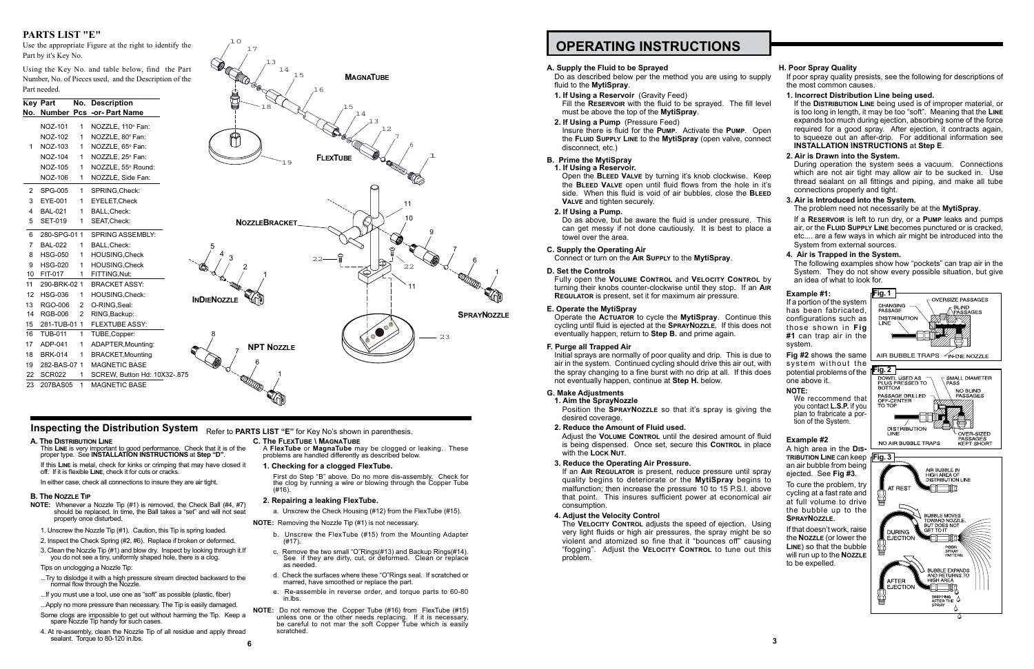## PARTS LIST "E"

Use the appropriate Figure at the right to identify the Part by it's Key No.

Using the Key No. and table below, find the Part Number, No. of Pieces used, and the Description of the Part needed.

| Key No. | Part Number | No. Pcs | Description -or- Part Name |
|---|---|---|---|
| | NOZ-101 | 1 | NOZZLE, 110° Fan: |
| | NOZ-102 | 1 | NOZZLE, 80° Fan: |
| 1 | NOZ-103 | 1 | NOZZLE, 65° Fan: |
| | NOZ-104 | 1 | NOZZLE, 25° Fan: |
| | NOZ-105 | 1 | NOZZLE, 55° Round: |
| | NOZ-106 | 1 | NOZZLE, Side Fan: |
| 2 | SPG-005 | 1 | SPRING,Check: |
| 3 | EYE-001 | 1 | EYELET,Check |
| 4 | BAL-021 | 1 | BALL,Check: |
| 5 | SET-019 | 1 | SEAT,Check: |
| 6 | 280-SPG-01 | 1 | SPRING ASSEMBLY: |
| 7 | BAL-022 | 1 | BALL,Check: |
| 8 | HSG-050 | 1 | HOUSING,Check |
| 9 | HSG-020 | 1 | HOUSING,Check |
| 10 | FIT-017 | 1 | FITTING,Nut: |
| 11 | 290-BRK-02 | 1 | BRACKET ASSY: |
| 12 | HSG-036 | 1 | HOUSING,Check: |
| 13 | RGO-006 | 2 | O-RING,Seal: |
| 14 | RGB-006 | 2 | RING,Backup: |
| 15 | 281-TUB-01 | 1 | FLEXTUBE ASSY: |
| 16 | TUB-011 | 1 | TUBE,Copper: |
| 17 | ADP-041 | 1 | ADAPTER,Mounting: |
| 18 | BRK-014 | 1 | BRACKET,Mounting |
| 19 | 282-BAS-07 | 1 | MAGNETIC BASE |
| 22 | SCR022 | 1 | SCREW, Button Hd: 10X32-.875 |
| 23 | 207BAS05 | 1 | MAGNETIC BASE |

MAGNATUBE — FLEXTUBE — NOZZLEBRACKET — INDIENOZZLE — SPRAYNOZZLE — NPT NOZZLE

## Inspecting the Distribution System

Refer to **PARTS LIST "E"** for Key No's shown in parenthesis.

### A. The Distribution Line

This **LINE** is very important to good performance. Check that it is of the proper type. See **INSTALLATION INSTRUCTIONS** at **Step "D"**.

If this **LINE** is metal, check for kinks or crimping that may have closed it off. If it is flexible **LINE**, check it for cuts or cracks.

In either case, check all connections to insure they are air tight.

### B. The Nozzle Tip

**NOTE:** Whenever a Nozzle Tip (#1) is removed, the Check Ball (#4, #7) should be replaced. In time, the Ball takes a "set" and will not seat properly once disturbed.

1. Unscrew the Nozzle Tip (#1). Caution, this Tip is spring loaded.
2. Inspect the Check Spring (#2, #6). Replace if broken or deformed.
3. Clean the Nozzle Tip (#1) and blow dry. Inspect by looking through it.If you do not see a tiny, uniformly shaped hole, there is a clog.

Tips on unclogging a Nozzle Tip:

...Try to dislodge it with a high pressure stream directed backward to the normal flow through the Nozzle.

...If you must use a tool, use one as "soft" as possible (plastic, fiber)

...Apply no more pressure than necessary. The Tip is easily damaged.

Some clogs are impossible to get out without harming the Tip. Keep a spare Nozzle Tip handy for such cases.

4. At re-assembly, clean the Nozzle Tip of all residue and apply thread sealant. Torque to 80-120 in.lbs.

### C. The FlexTube \ MagnaTube

A **FlexTube** or **MagnaTube** may be clogged or leaking. These problems are handled differently as described below.

**1. Checking for a clogged FlexTube.**

First do Step "B" above. Do no more dis-assembly. Check for the clog by running a wire or blowing through the Copper Tube (#16).

**2. Repairing a leaking FlexTube.**

a. Unscrew the Check Housing (#12) from the FlexTube (#15).

**NOTE:** Removing the Nozzle Tip (#1) is not necessary.

b. Unscrew the FlexTube (#15) from the Mounting Adapter (#17).

c. Remove the two small "O"Rings(#13) and Backup Rings(#14). See if they are dirty, cut, or deformed. Clean or replace as needed.

d. Check the surfaces where these "O"Rings seal. If scratched or marred, have smoothed or replace the part.

e. Re-assemble in reverse order, and torque parts to 60-80 in.lbs.

**NOTE:** Do not remove the Copper Tube (#16) from FlexTube (#15) unless one or the other needs replacing. If it is necessary, be careful to not mar the soft Copper Tube which is easily scratched.

# OPERATING INSTRUCTIONS

### A. Supply the Fluid to be Sprayed

Do as described below per the method you are using to supply fluid to the **MytiSpray**.

**1. If Using a Reservoir** (Gravity Feed)
Fill the **RESERVOIR** with the fluid to be sprayed. The fill level must be above the top of the **MytiSpray**.

**2. If Using a Pump** (Pressure Feed)
Insure there is fluid for the **PUMP**. Activate the **PUMP**. Open the **FLUID SUPPLY LINE** to the **MytiSpray** (open valve, connect disconnect, etc.)

### B. Prime the MytiSpray

**1. If Using a Reservoir.**
Open the **BLEED VALVE** by turning it's knob clockwise. Keep the **BLEED VALVE** open until fluid flows from the hole in it's side. When this fluid is void of air bubbles, close the **BLEED VALVE** and tighten securely.

**2. If Using a Pump.**
Do as above, but be aware the fluid is under pressure. This can get messy if not done cautiously. It is best to place a towel over the area.

### C. Supply the Operating Air

Connect or turn on the **AIR SUPPLY** to the **MytiSpray**.

### D. Set the Controls

Fully open the **VOLUME CONTROL** and **VELOCITY CONTROL** by turning their knobs counter-clockwise until they stop. If an **AIR REGULATOR** is present, set it for maximum air pressure.

### E. Operate the MytiSpray

Operate the **ACTUATOR** to cycle the **MytiSpray**. Continue this cycling until fluid is ejected at the **SPRAYNOZZLE**. If this does not eventually happen, return to **Step B.** and prime again.

### F. Purge all Trapped Air

Initial sprays are normally of poor quality and drip. This is due to air in the system. Continued cycling should drive this air out, with the spray changing to a fine burst with no drip at all. If this does not eventually happen, continue at **Step H.** below.

### G. Make Adjustments

**1. Aim the SprayNozzle**
Position the **SPRAYNOZZLE** so that it's spray is giving the desired coverage.

**2. Reduce the Amount of Fluid used.**
Adjust the **VOLUME CONTROL** until the desired amount of fluid is being dispensed. Once set, secure this **CONTROL** in place with the **LOCK NUT**.

**3. Reduce the Operating Air Pressure.**
If an **AIR REGULATOR** is present, reduce pressure until spray quality begins to deteriorate or the **MytiSpray** begins to malfunction; then increase the pressure 10 to 15 P.S.I. above that point. This insures sufficient power at economical air consumption.

**4. Adjust the Velocity Control**
The **VELOCITY CONTROL** adjusts the speed of ejection. Using very light fluids or high air pressures, the spray might be so violent and atomized so fine that it "bounces off" causing "fogging". Adjust the **VELOCITY CONTROL** to tune out this problem.

### H. Poor Spray Quality

If poor spray quality presists, see the following for descriptions of the most common causes.

**1. Incorrect Distribution Line being used.**
If the **DISTRIBUTION LINE** being used is of improper material, or is too long in length, it may be too "soft". Meaning that the **LINE** expands too much during ejection, absorbing some of the force required for a good spray. After ejection, it contracts again, to squeeze out an after-drip. For additional information see **INSTALLATION INSTRUCTIONS** at **Step E**.

**2. Air is Drawn into the System.**
During operation the system sees a vacuum. Connections which are not air tight may allow air to be sucked in. Use thread sealant on all fittings and piping, and make all tube connections properly and tight.

**3. Air is Introduced into the System.**
The problem need not necessarily be at the **MytiSpray**.

If a **RESERVOIR** is left to run dry, or a **PUMP** leaks and pumps air, or the **FLUID SUPPLY LINE** becomes punctured or is cracked, etc.... are a few ways in which air might be introduced into the System from external sources.

**4. Air is Trapped in the System.**
The following examples show how "pockets" can trap air in the System. They do not show every possible situation, but give an idea of what to look for.

**Example #1:**
If a portion of the system has been fabricated, configurations such as those shown in **Fig #1** can trap air in the system.

**Fig #2** shows the same system without the potential problems of the one above it.

**NOTE:**
We reccommend that you contact **L.S.P.** if you plan to fabricate a portion of the System.

Fig. 1 — CHANGING PASSAGE; DISTRIBUTION LINE; OVERSIZE PASSAGES; BLIND PASSAGES; AIR BUBBLE TRAPS; IN-DIE NOZZLE

Fig. 2 — DOWEL USED AS PLUG PRESSED TO BOTTOM; PASSAGE DRILLED OFF-CENTER TO TOP; SMALL DIAMETER PASS; NO BLIND PASSAGES; DISTRIBUTION LINE; OVER-SIZED PASSAGES KEPT SHORT; NO AIR BUBBLE TRAPS

**Example #2**
A high area in the **DISTRIBUTION LINE** can keep an air bubble from being ejected. See **Fig #3**.

To cure the problem, try cycling at a fast rate and at full volume to drive the bubble up to the **SPRAYNOZZLE**.

If that doesn't work, raise the **NOZZLE** (or lower the **LINE**) so that the bubble will run up to the **NOZZLE** to be expelled.

Fig. 3 — AT REST: AIR BUBBLE IN HIGH AREA OF DISTRIBUTION LINE; DURING EJECTION: BUBBLE MOVES TOWARD NOZZLE, BUT DOES NOT GET TO IT; POOR SPRAY PATTERN; AFTER EJECTION: BUBBLE EXPANDS AND RETURNS TO HIGH AREA; DRIPPING AFTER THE SPRAY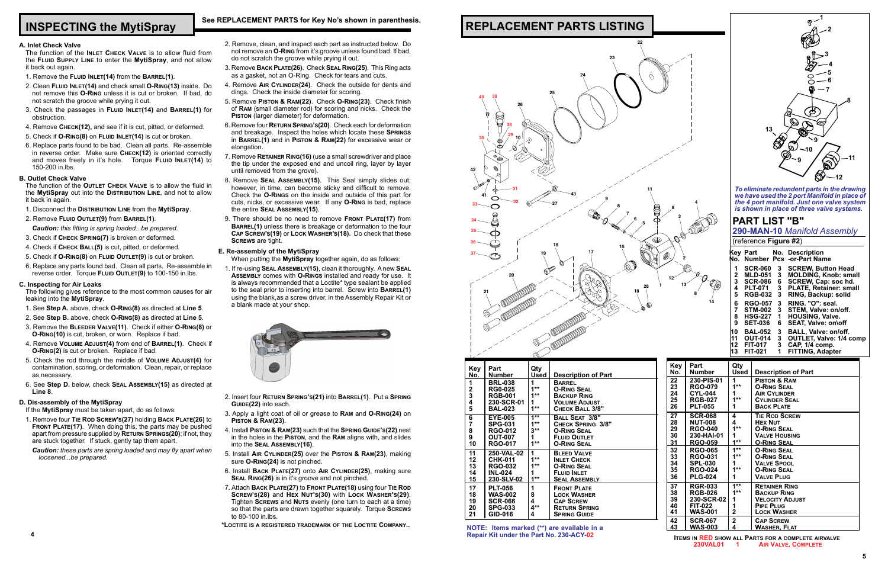# INSPECTING the MytiSpray

**See REPLACEMENT PARTS for Key No's shown in parenthesis.**

### A. Inlet Check Valve

The function of the **Inlet Check Valve** is to allow fluid from the **Fluid Supply Line** to enter the **MytiSpray**, and not allow it back out again.

1. Remove the **Fluid Inlet(14)** from the **Barrel(1)**.
2. Clean **Fluid Inlet(14)** and check small **O-Ring(13)** inside. Do not remove this **O-Ring** unless it is cut or broken. If bad, do not scratch the groove while prying it out.
3. Check the passages in **Fluid Inlet(14)** and **Barrel(1)** for obstruction.
4. Remove **Check(12),** and see if it is cut, pitted, or deformed.
5. Check if **O-Ring(8)** on **Fluid Inlet(14)** is cut or broken.
6. Replace parts found to be bad. Clean all parts. Re-assemble in reverse order. Make sure **Check(12)** is oriented correctly and moves freely in it's hole. Torque **Fluid Inlet(14)** to 150-200 in.lbs.

### B. Outlet Check Valve

The function of the **Outlet Check Valve** is to allow the fluid in the **MytiSpray** out into the **Distribution Line**, and not to allow it back in again.

1. Disconnect the **Distribution Line** from the **MytiSpray**.
2. Remove **Fluid Outlet(9)** from **Barrel(1)**.

   ***Caution:** this fitting is spring loaded...be prepared.*
3. Check if **Check Spring(7)** is broken or deformed.
4. Check if **Check Ball(5)** is cut, pitted, or deformed.
5. Check if **O-Ring(8)** on **Fluid Outlet(9)** is cut or broken.
6. Replace any parts found bad. Clean all parts. Re-assemble in reverse order. Torque **Fluid Outlet(9)** to 100-150 in.lbs.

### C. Inspecting for Air Leaks

The following gives reference to the most common causes for air leaking into the **MytiSpray**.

1. See **Step A.** above, check **O-Ring(8)** as directed at **Line 5**.
2. See **Step B.** above, check **O-Ring(8)** as directed at **Line 5**.
3. Remove the **Bleeder Valve(11)**. Check if either **O-Ring(8)** or **O-Ring(10)** is cut, broken, or worn. Replace if bad.
4. Remove **Volume Adjust(4)** from end of **Barrel(1)**. Check if **O-Ring(2)** is cut or broken. Replace if bad.
5. Check the rod through the middle of **Volume Adjust(4)** for contamination, scoring, or deformation. Clean, repair, or replace as necessary.
6. See **Step D.** below, check **Seal Assembly(15)** as directed at **Line 8**.

### D. Dis-assembly of the MytiSpray

If the **MytiSpray** must be taken apart, do as follows.

1. Remove four **Tie Rod Screw's(27)** holding **Back Plate(26)** to **Front Plate(17)**. When doing this, the parts may be pushed apart from pressure supplied by **Return Springs(20)**; if not, they are stuck together. If stuck, gently tap them apart.

   ***Caution:** these parts are spring loaded and may fly apart when loosened...be prepared.*
2. Remove, clean, and inspect each part as instructed below. Do not remove an **O-Ring** from it's groove unless found bad. If bad, do not scratch the groove while prying it out.
3. Remove **Back Plate(26)**. Check **Seal Ring(25)**. This Ring acts as a gasket, not an O-Ring. Check for tears and cuts.
4. Remove **Air Cylinder(24)**. Check the outside for dents and dings. Check the inside diameter for scoring.
5. Remove **Piston & Ram(22)**. Check **O-Ring(23)**. Check finish of **Ram** (small diameter rod) for scoring and nicks. Check the **Piston** (larger diameter) for deformation.
6. Remove four **Return Spring's(20)**. Check each for deformation and breakage. Inspect the holes which locate these **Springs** in **Barrel(1)** and in **Piston & Ram(22)** for excessive wear or elongation.
7. Remove **Retainer Ring(16)** (use a small screwdriver and place the tip under the exposed end and uncoil ring, layer by layer until removed from the grove).
8. Remove **Seal Assembly(15)**. This Seal simply slides out; however, in time, can become sticky and difficult to remove. Check the **O-Rings** on the inside and outside of this part for cuts, nicks, or excessive wear. If any **O-Ring** is bad, replace the entire **Seal Assembly(15)**.
9. There should be no need to remove **Front Plate(17)** from **Barrel(1)** unless there is breakage or deformation to the four **Cap Screw's(19)** or **Lock Washer's(18).** Do check that these **Screws** are tight.

### E. Re-assembly of the MytiSpray

When putting the **MytiSpray** together again, do as follows:

1. If re-using **Seal Assembly(15)**, clean it thoroughly. A new **Seal Assembly** comes with **O-Rings** installed and ready for use. It is always recommended that a Loctite* type sealant be applied to the seal prior to insertion into barrel. Screw into **Barrel(1)** using the blank,as a screw driver, in the Assembly Repair Kit or a blank made at your shop.
2. Insert four **Return Spring's(21)** into **Barrel(1)**. Put a **Spring Guide(22)** into each.
3. Apply a light coat of oil or grease to **Ram** and **O-Ring(24)** on **Piston & Ram(23)**.
4. Install **Piston & Ram(23)** such that the **Spring Guide's(22)** nest in the holes in the **Piston**, and the **Ram** aligns with, and slides into the **Seal Assembly(16)**.
5. Install **Air Cylinder(25)** over the **Piston & Ram(23)**, making sure **O-Ring(24)** is not pinched.
6. Install **Back Plate(27)** onto **Air Cylinder(25)**, making sure **Seal Ring(26)** is in it's groove and not pinched.
7. Attach **Back Plate(27)** to **Front Plate(18)** using four **Tie Rod Screw's(28)** and **Hex Nut's(30)** with **Lock Washer's(29)**. Tighten **Screws** and **Nuts** evenly (one turn to each at a time) so that the parts are drawn together squarely. Torque **Screws** to 80-100 in.lbs.

*Loctite is a registered trademark of the Loctite Company..

# REPLACEMENT PARTS LISTING

| Key No. | Part Number | Qty Used | Description of Part |
|---|---|---|---|
| 1 | BRL-038 | 1 | Barrel |
| 2 | RG0-025 | 1** | O-Ring Seal |
| 3 | RGB-001 | 1** | Backup Ring |
| 4 | 230-SCR-01 | 1 | Volume Adjust |
| 5 | BAL-023 | 1** | Check Ball 3/8" |
| 6 | EYE-005 | 1** | Ball Seat 3/8" |
| 7 | SPG-031 | 1** | Check Spring 3/8" |
| 8 | RGO-012 | 3** | O-Ring Seal |
| 9 | OUT-007 | 1 | Fluid Outlet |
| 10 | RGO-017 | 1** | O-Ring Seal |
| 11 | 250-VAL-02 | 1 | Bleed Valve |
| 12 | CHK-011 | 1** | Inlet Check |
| 13 | RGO-032 | 1** | O-Ring Seal |
| 14 | INL-024 | 1 | Fluid Inlet |
| 15 | 230-SLV-02 | 1** | Seal Assembly |
| 17 | PLT-056 | 1 | Front Plate |
| 18 | WAS-002 | 8 | Lock Washer |
| 19 | SCR-066 | 4 | Cap Screw |
| 20 | SPG-033 | 4** | Return Spring |
| 21 | GID-016 | 4 | Spring Guide |
| 22 | 230-PIS-01 | 1 | Piston & Ram |
| 23 | RGO-079 | 1** | O-Ring Seal |
| 24 | CYL-044 | 1 | Air Cylinder |
| 25 | RGB-027 | 1** | Cylinder Seal |
| 26 | PLT-055 | 1 | Back Plate |
| 27 | SCR-068 | 4 | Tie Rod Screw |
| 28 | NUT-008 | 4 | Hex Nut |
| 29 | RGO-040 | 1** | O-Ring Seal |
| 30 | 230-HAI-01 | 1 | Valve Housing |
| 31 | RGO-059 | 1** | O-Ring Seal |
| 32 | RGO-065 | 1** | O-Ring Seal |
| 33 | RGO-031 | 1** | O-Ring Seal |
| 34 | SPL-030 | 1 | Valve Spool |
| 35 | RGO-024 | 1** | O-Ring Seal |
| 36 | PLG-024 | 1 | Valve Plug |
| 37 | RGR-033 | 1** | Retainer Ring |
| 38 | RGB-026 | 1** | Backup Ring |
| 39 | 230-SCR-02 | 1 | Velocity Adjust |
| 40 | FIT-022 | 1 | Pipe Plug |
| 41 | WAS-001 | 2 | Lock Washer |
| 42 | SCR-067 | 2 | Cap Screw |
| 43 | WAS-003 | 4 | Washer, Flat |

**NOTE: Items marked (**) are available in a Repair Kit under the Part No. 230-ACY-02**

Items in RED show all parts for a complete airvalve
230VAL01 1 Air Valve, Complete

*To eliminate redundant parts in the drawing we have used the 2 port Manifold in place of the 4 port manifold. Just one valve system is shown in place of three valve systems.*

## PART LIST "B"

**290-MAN-10** *Manifold Assembly*

(reference **Figure #2**)

| Key No. | Part Number | No. Pcs | Description -or-Part Name |
|---|---|---|---|
| 1 | SCR-060 | 3 | SCREW, Button Head |
| 2 | MLD-051 | 3 | MOLDING, Knob: small |
| 3 | SCR-086 | 6 | SCREW, Cap: soc hd. |
| 4 | PLT-071 | 3 | PLATE, Retainer: small |
| 5 | RGB-032 | 3 | RING, Backup: solid |
| 6 | RGO-057 | 3 | RING. "O": seal. |
| 7 | STM-002 | 3 | STEM, Valve: on/off. |
| 8 | HSG-227 | 1 | HOUSING, Valve. |
| 9 | SET-036 | 6 | SEAT, Valve: on\off |
| 10 | BAL-052 | 3 | BALL, Valve: on/off. |
| 11 | OUT-014 | 3 | OUTLET, Valve: 1/4 comp |
| 12 | FIT-017 | 3 | CAP, 1/4 comp. |
| 13 | FIT-021 | 1 | FITTING, Adapter |